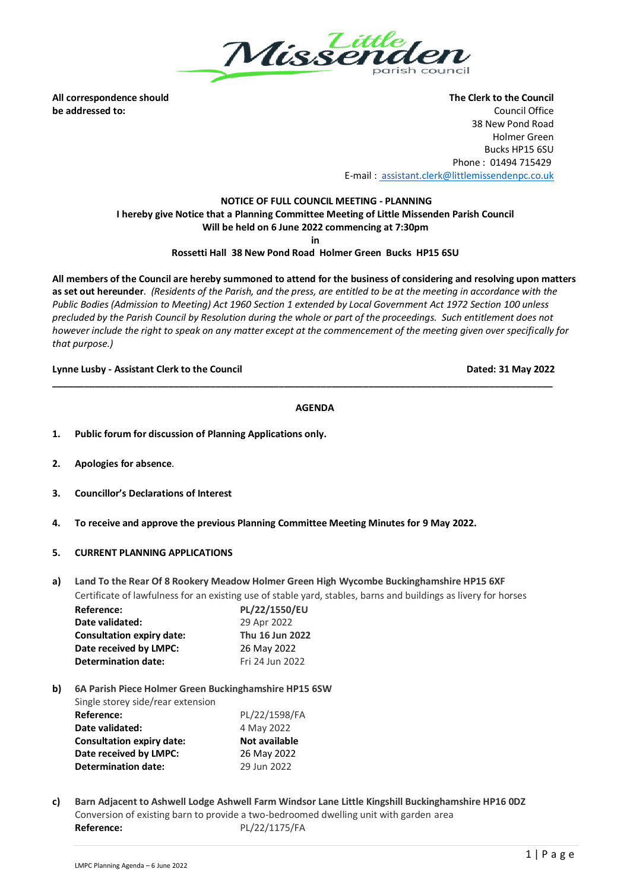Little Missenden parish council

**All correspondence should be addressed to:**

**The Clerk to the Council**
Council Office
38 New Pond Road
Holmer Green
Bucks HP15 6SU
Phone : 01494 715429
E-mail : assistant.clerk@littlemissendenpc.co.uk

**NOTICE OF FULL COUNCIL MEETING - PLANNING**
**I hereby give Notice that a Planning Committee Meeting of Little Missenden Parish Council**
**Will be held on 6 June 2022 commencing at 7:30pm**
**in**
**Rossetti Hall 38 New Pond Road Holmer Green Bucks HP15 6SU**

**All members of the Council are hereby summoned to attend for the business of considering and resolving upon matters as set out hereunder**. *(Residents of the Parish, and the press, are entitled to be at the meeting in accordance with the Public Bodies (Admission to Meeting) Act 1960 Section 1 extended by Local Government Act 1972 Section 100 unless precluded by the Parish Council by Resolution during the whole or part of the proceedings. Such entitlement does not however include the right to speak on any matter except at the commencement of the meeting given over specifically for that purpose.)*

**Lynne Lusby - Assistant Clerk to the Council** **Dated: 31 May 2022**

---

## AGENDA

1. **Public forum for discussion of Planning Applications only.**

2. **Apologies for absence**.

3. **Councillor's Declarations of Interest**

4. **To receive and approve the previous Planning Committee Meeting Minutes for 9 May 2022.**

5. **CURRENT PLANNING APPLICATIONS**

**a) Land To the Rear Of 8 Rookery Meadow Holmer Green High Wycombe Buckinghamshire HP15 6XF**
Certificate of lawfulness for an existing use of stable yard, stables, barns and buildings as livery for horses

| | |
|---|---|
| **Reference:** | **PL/22/1550/EU** |
| **Date validated:** | 29 Apr 2022 |
| **Consultation expiry date:** | **Thu 16 Jun 2022** |
| **Date received by LMPC:** | 26 May 2022 |
| **Determination date:** | Fri 24 Jun 2022 |

**b) 6A Parish Piece Holmer Green Buckinghamshire HP15 6SW**
Single storey side/rear extension

| | |
|---|---|
| **Reference:** | PL/22/1598/FA |
| **Date validated:** | 4 May 2022 |
| **Consultation expiry date:** | **Not available** |
| **Date received by LMPC:** | 26 May 2022 |
| **Determination date:** | 29 Jun 2022 |

**c) Barn Adjacent to Ashwell Lodge Ashwell Farm Windsor Lane Little Kingshill Buckinghamshire HP16 0DZ**
Conversion of existing barn to provide a two-bedroomed dwelling unit with garden area

| | |
|---|---|
| **Reference:** | PL/22/1175/FA |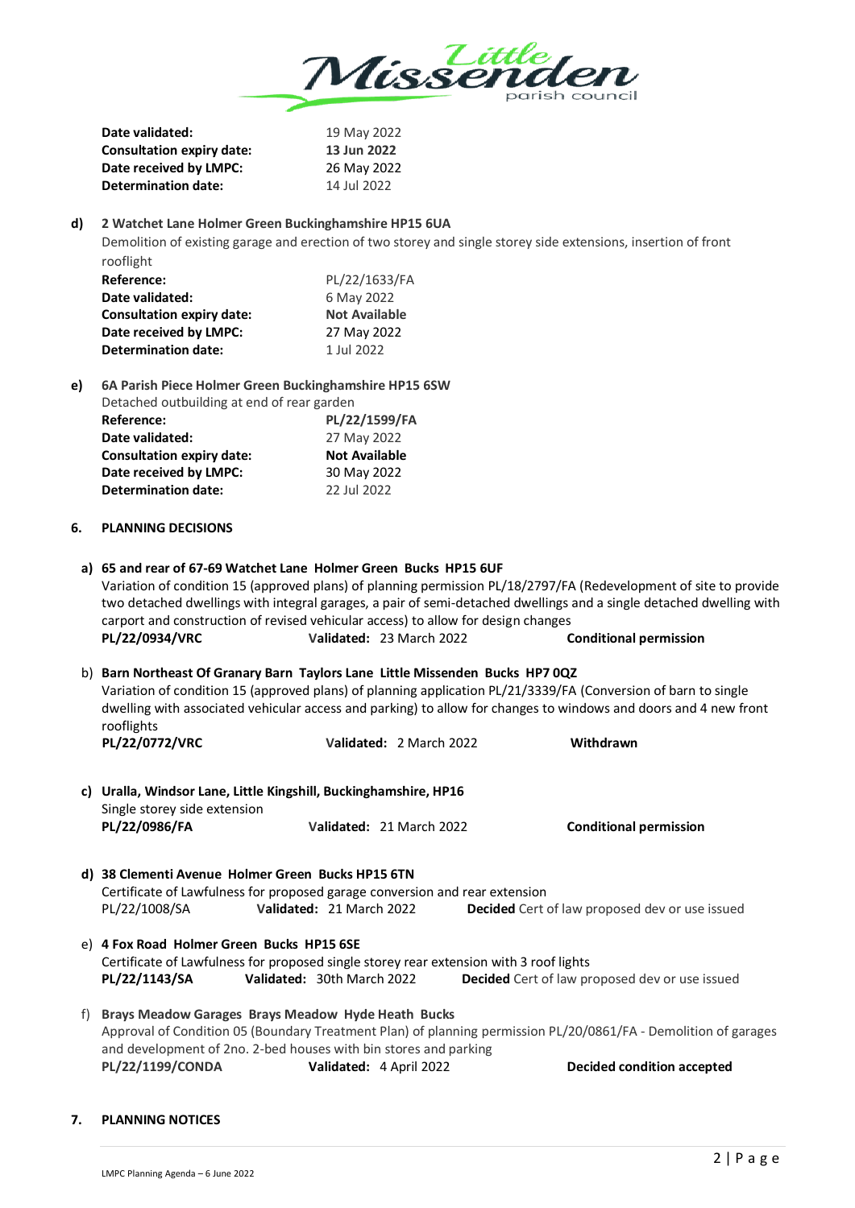| | |
|---|---|
| **Date validated:** | 19 May 2022 |
| **Consultation expiry date:** | **13 Jun 2022** |
| **Date received by LMPC:** | 26 May 2022 |
| **Determination date:** | 14 Jul 2022 |

**d) 2 Watchet Lane Holmer Green Buckinghamshire HP15 6UA**

Demolition of existing garage and erection of two storey and single storey side extensions, insertion of front rooflight

| | |
|---|---|
| **Reference:** | PL/22/1633/FA |
| **Date validated:** | 6 May 2022 |
| **Consultation expiry date:** | **Not Available** |
| **Date received by LMPC:** | 27 May 2022 |
| **Determination date:** | 1 Jul 2022 |

**e) 6A Parish Piece Holmer Green Buckinghamshire HP15 6SW**

Detached outbuilding at end of rear garden

| | |
|---|---|
| **Reference:** | **PL/22/1599/FA** |
| **Date validated:** | 27 May 2022 |
| **Consultation expiry date:** | **Not Available** |
| **Date received by LMPC:** | 30 May 2022 |
| **Determination date:** | 22 Jul 2022 |

## 6. PLANNING DECISIONS

**a) 65 and rear of 67-69 Watchet Lane Holmer Green Bucks HP15 6UF**

Variation of condition 15 (approved plans) of planning permission PL/18/2797/FA (Redevelopment of site to provide two detached dwellings with integral garages, a pair of semi-detached dwellings and a single detached dwelling with carport and construction of revised vehicular access) to allow for design changes

**PL/22/0934/VRC** **Validated:** 23 March 2022 **Conditional permission**

b) **Barn Northeast Of Granary Barn Taylors Lane Little Missenden Bucks HP7 0QZ**

Variation of condition 15 (approved plans) of planning application PL/21/3339/FA (Conversion of barn to single dwelling with associated vehicular access and parking) to allow for changes to windows and doors and 4 new front rooflights

**PL/22/0772/VRC** **Validated:** 2 March 2022 **Withdrawn**

c) **Uralla, Windsor Lane, Little Kingshill, Buckinghamshire, HP16**

Single storey side extension

**PL/22/0986/FA** **Validated:** 21 March 2022 **Conditional permission**

d) **38 Clementi Avenue Holmer Green Bucks HP15 6TN**

Certificate of Lawfulness for proposed garage conversion and rear extension

PL/22/1008/SA **Validated:** 21 March 2022 **Decided** Cert of law proposed dev or use issued

e) **4 Fox Road Holmer Green Bucks HP15 6SE**

Certificate of Lawfulness for proposed single storey rear extension with 3 roof lights

**PL/22/1143/SA** **Validated:** 30th March 2022 **Decided** Cert of law proposed dev or use issued

f) **Brays Meadow Garages Brays Meadow Hyde Heath Bucks**

Approval of Condition 05 (Boundary Treatment Plan) of planning permission PL/20/0861/FA - Demolition of garages and development of 2no. 2-bed houses with bin stores and parking

**PL/22/1199/CONDA** **Validated:** 4 April 2022 **Decided condition accepted**

## 7. PLANNING NOTICES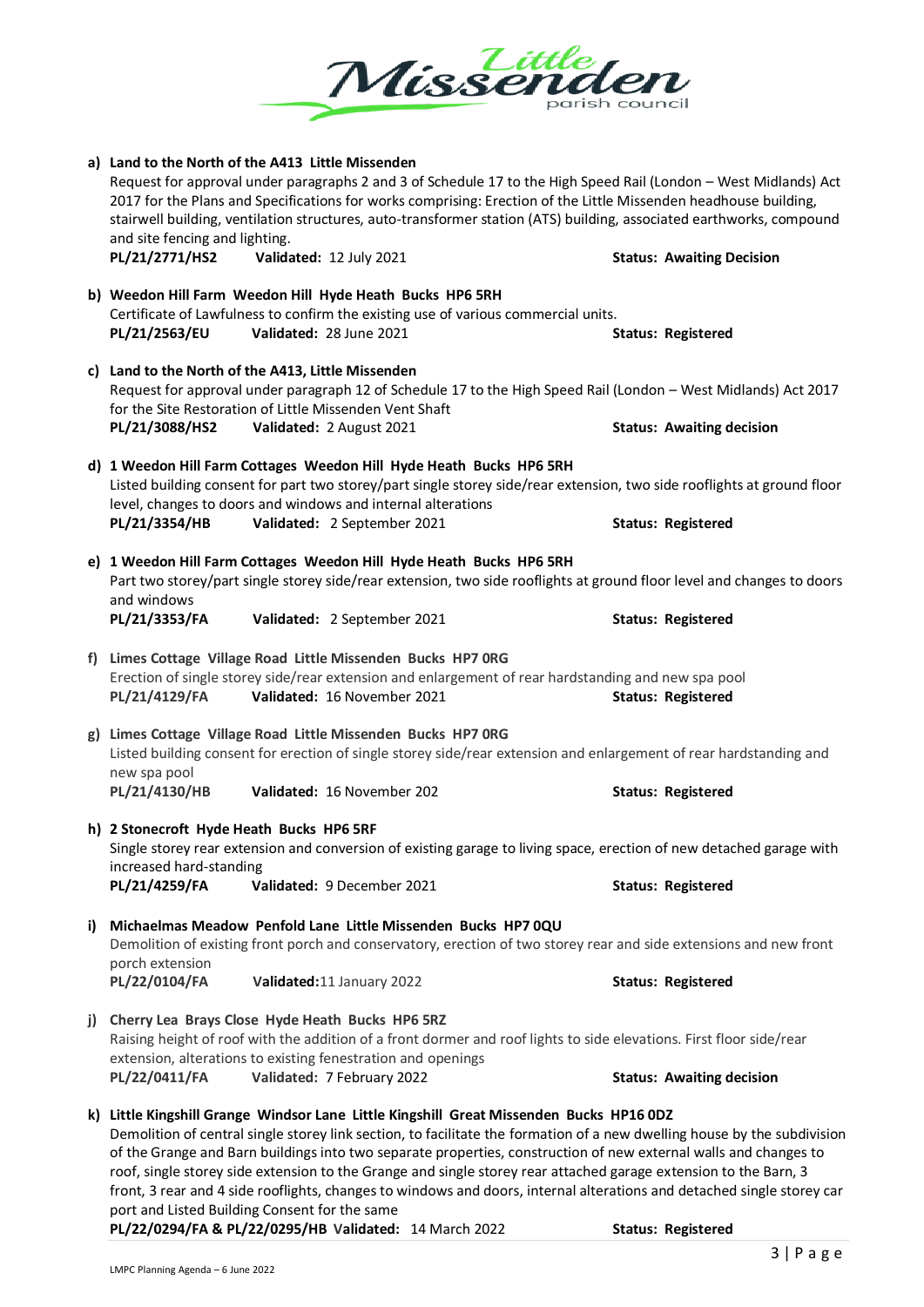a) **Land to the North of the A413 Little Missenden**
Request for approval under paragraphs 2 and 3 of Schedule 17 to the High Speed Rail (London – West Midlands) Act 2017 for the Plans and Specifications for works comprising: Erection of the Little Missenden headhouse building, stairwell building, ventilation structures, auto-transformer station (ATS) building, associated earthworks, compound and site fencing and lighting.
**PL/21/2771/HS2** **Validated:** 12 July 2021 **Status: Awaiting Decision**

b) **Weedon Hill Farm Weedon Hill Hyde Heath Bucks HP6 5RH**
Certificate of Lawfulness to confirm the existing use of various commercial units.
**PL/21/2563/EU** **Validated:** 28 June 2021 **Status: Registered**

c) **Land to the North of the A413, Little Missenden**
Request for approval under paragraph 12 of Schedule 17 to the High Speed Rail (London – West Midlands) Act 2017 for the Site Restoration of Little Missenden Vent Shaft
**PL/21/3088/HS2** **Validated:** 2 August 2021 **Status: Awaiting decision**

d) **1 Weedon Hill Farm Cottages Weedon Hill Hyde Heath Bucks HP6 5RH**
Listed building consent for part two storey/part single storey side/rear extension, two side rooflights at ground floor level, changes to doors and windows and internal alterations
**PL/21/3354/HB** **Validated:** 2 September 2021 **Status: Registered**

e) **1 Weedon Hill Farm Cottages Weedon Hill Hyde Heath Bucks HP6 5RH**
Part two storey/part single storey side/rear extension, two side rooflights at ground floor level and changes to doors and windows
**PL/21/3353/FA** **Validated:** 2 September 2021 **Status: Registered**

f) **Limes Cottage Village Road Little Missenden Bucks HP7 0RG**
Erection of single storey side/rear extension and enlargement of rear hardstanding and new spa pool
**PL/21/4129/FA** **Validated:** 16 November 2021 **Status: Registered**

g) **Limes Cottage Village Road Little Missenden Bucks HP7 0RG**
Listed building consent for erection of single storey side/rear extension and enlargement of rear hardstanding and new spa pool
**PL/21/4130/HB** **Validated:** 16 November 202 **Status: Registered**

h) **2 Stonecroft Hyde Heath Bucks HP6 5RF**
Single storey rear extension and conversion of existing garage to living space, erection of new detached garage with increased hard-standing
**PL/21/4259/FA** **Validated:** 9 December 2021 **Status: Registered**

i) **Michaelmas Meadow Penfold Lane Little Missenden Bucks HP7 0QU**
Demolition of existing front porch and conservatory, erection of two storey rear and side extensions and new front porch extension
**PL/22/0104/FA** **Validated:**11 January 2022 **Status: Registered**

j) **Cherry Lea Brays Close Hyde Heath Bucks HP6 5RZ**
Raising height of roof with the addition of a front dormer and roof lights to side elevations. First floor side/rear extension, alterations to existing fenestration and openings
**PL/22/0411/FA** **Validated:** 7 February 2022 **Status: Awaiting decision**

k) **Little Kingshill Grange Windsor Lane Little Kingshill Great Missenden Bucks HP16 0DZ**
Demolition of central single storey link section, to facilitate the formation of a new dwelling house by the subdivision of the Grange and Barn buildings into two separate properties, construction of new external walls and changes to roof, single storey side extension to the Grange and single storey rear attached garage extension to the Barn, 3 front, 3 rear and 4 side rooflights, changes to windows and doors, internal alterations and detached single storey car port and Listed Building Consent for the same
**PL/22/0294/FA & PL/22/0295/HB** **Validated:** 14 March 2022 **Status: Registered**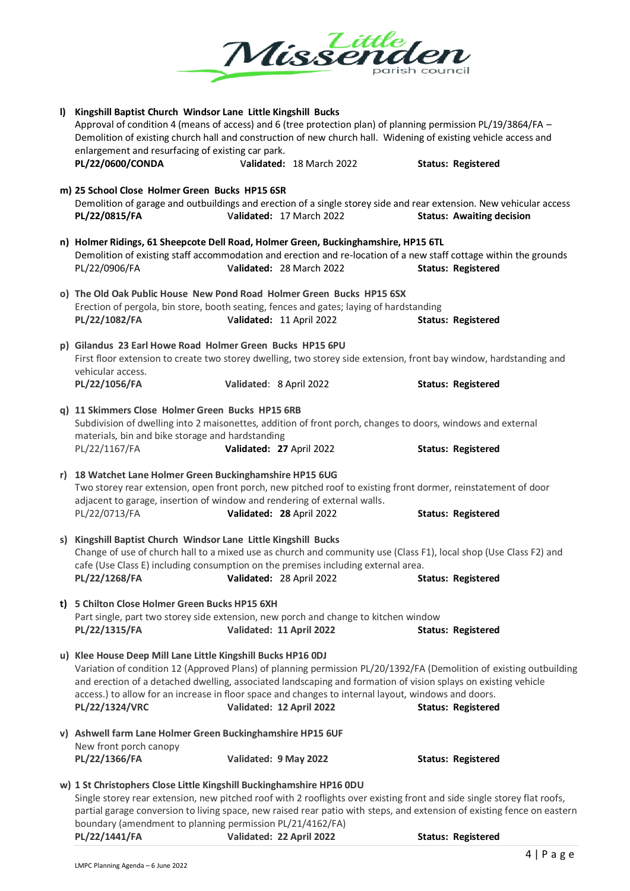l) **Kingshill Baptist Church Windsor Lane Little Kingshill Bucks**
Approval of condition 4 (means of access) and 6 (tree protection plan) of planning permission PL/19/3864/FA – Demolition of existing church hall and construction of new church hall. Widening of existing vehicle access and enlargement and resurfacing of existing car park.
**PL/22/0600/CONDA** **Validated:** 18 March 2022 **Status: Registered**

m) **25 School Close Holmer Green Bucks HP15 6SR**
Demolition of garage and outbuildings and erection of a single storey side and rear extension. New vehicular access
**PL/22/0815/FA** **Validated:** 17 March 2022 **Status: Awaiting decision**

n) **Holmer Ridings, 61 Sheepcote Dell Road, Holmer Green, Buckinghamshire, HP15 6TL**
Demolition of existing staff accommodation and erection and re-location of a new staff cottage within the grounds
PL/22/0906/FA **Validated:** 28 March 2022 **Status: Registered**

o) **The Old Oak Public House New Pond Road Holmer Green Bucks HP15 6SX**
Erection of pergola, bin store, booth seating, fences and gates; laying of hardstanding
**PL/22/1082/FA** **Validated:** 11 April 2022 **Status: Registered**

p) **Gilandus 23 Earl Howe Road Holmer Green Bucks HP15 6PU**
First floor extension to create two storey dwelling, two storey side extension, front bay window, hardstanding and vehicular access.
**PL/22/1056/FA** Validated: 8 April 2022 **Status: Registered**

q) **11 Skimmers Close Holmer Green Bucks HP15 6RB**
Subdivision of dwelling into 2 maisonettes, addition of front porch, changes to doors, windows and external materials, bin and bike storage and hardstanding
PL/22/1167/FA **Validated: 27** April 2022 **Status: Registered**

r) **18 Watchet Lane Holmer Green Buckinghamshire HP15 6UG**
Two storey rear extension, open front porch, new pitched roof to existing front dormer, reinstatement of door adjacent to garage, insertion of window and rendering of external walls.
PL/22/0713/FA **Validated: 28** April 2022 **Status: Registered**

s) **Kingshill Baptist Church Windsor Lane Little Kingshill Bucks**
Change of use of church hall to a mixed use as church and community use (Class F1), local shop (Use Class F2) and cafe (Use Class E) including consumption on the premises including external area.
**PL/22/1268/FA** **Validated:** 28 April 2022 **Status: Registered**

t) **5 Chilton Close Holmer Green Bucks HP15 6XH**
Part single, part two storey side extension, new porch and change to kitchen window
**PL/22/1315/FA** **Validated:** 11 April 2022 **Status: Registered**

u) **Klee House Deep Mill Lane Little Kingshill Bucks HP16 0DJ**
Variation of condition 12 (Approved Plans) of planning permission PL/20/1392/FA (Demolition of existing outbuilding and erection of a detached dwelling, associated landscaping and formation of vision splays on existing vehicle access.) to allow for an increase in floor space and changes to internal layout, windows and doors.
**PL/22/1324/VRC** **Validated:** 12 April 2022 **Status: Registered**

v) **Ashwell farm Lane Holmer Green Buckinghamshire HP15 6UF**
New front porch canopy
**PL/22/1366/FA** **Validated:** 9 May 2022 **Status: Registered**

w) **1 St Christophers Close Little Kingshill Buckinghamshire HP16 0DU**
Single storey rear extension, new pitched roof with 2 rooflights over existing front and side single storey flat roofs, partial garage conversion to living space, new raised rear patio with steps, and extension of existing fence on eastern boundary (amendment to planning permission PL/21/4162/FA)
**PL/22/1441/FA** **Validated:** 22 April 2022 **Status: Registered**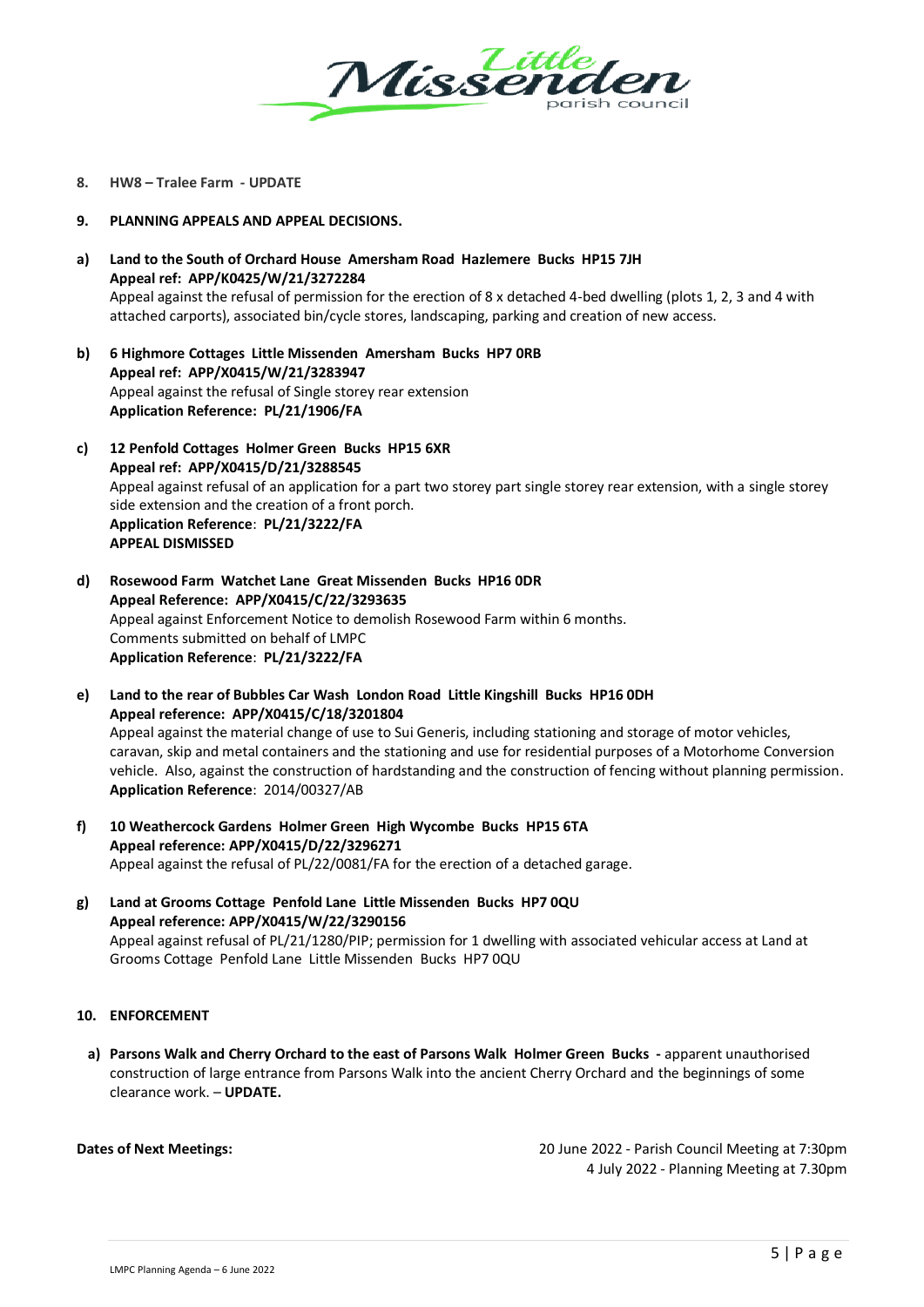**8. HW8 – Tralee Farm - UPDATE**

**9. PLANNING APPEALS AND APPEAL DECISIONS.**

**a) Land to the South of Orchard House Amersham Road Hazlemere Bucks HP15 7JH**
**Appeal ref: APP/K0425/W/21/3272284**
Appeal against the refusal of permission for the erection of 8 x detached 4-bed dwelling (plots 1, 2, 3 and 4 with attached carports), associated bin/cycle stores, landscaping, parking and creation of new access.

**b) 6 Highmore Cottages Little Missenden Amersham Bucks HP7 0RB**
**Appeal ref: APP/X0415/W/21/3283947**
Appeal against the refusal of Single storey rear extension
**Application Reference: PL/21/1906/FA**

**c) 12 Penfold Cottages Holmer Green Bucks HP15 6XR**
**Appeal ref: APP/X0415/D/21/3288545**
Appeal against refusal of an application for a part two storey part single storey rear extension, with a single storey side extension and the creation of a front porch.
**Application Reference**: **PL/21/3222/FA**
**APPEAL DISMISSED**

**d) Rosewood Farm Watchet Lane Great Missenden Bucks HP16 0DR**
**Appeal Reference: APP/X0415/C/22/3293635**
Appeal against Enforcement Notice to demolish Rosewood Farm within 6 months.
Comments submitted on behalf of LMPC
**Application Reference**: **PL/21/3222/FA**

**e) Land to the rear of Bubbles Car Wash London Road Little Kingshill Bucks HP16 0DH**
**Appeal reference: APP/X0415/C/18/3201804**
Appeal against the material change of use to Sui Generis, including stationing and storage of motor vehicles, caravan, skip and metal containers and the stationing and use for residential purposes of a Motorhome Conversion vehicle. Also, against the construction of hardstanding and the construction of fencing without planning permission.
**Application Reference**: 2014/00327/AB

**f) 10 Weathercock Gardens Holmer Green High Wycombe Bucks HP15 6TA**
**Appeal reference: APP/X0415/D/22/3296271**
Appeal against the refusal of PL/22/0081/FA for the erection of a detached garage.

**g) Land at Grooms Cottage Penfold Lane Little Missenden Bucks HP7 0QU**
**Appeal reference: APP/X0415/W/22/3290156**
Appeal against refusal of PL/21/1280/PIP; permission for 1 dwelling with associated vehicular access at Land at Grooms Cottage Penfold Lane Little Missenden Bucks HP7 0QU

**10. ENFORCEMENT**

**a) Parsons Walk and Cherry Orchard to the east of Parsons Walk Holmer Green Bucks -** apparent unauthorised construction of large entrance from Parsons Walk into the ancient Cherry Orchard and the beginnings of some clearance work. – **UPDATE.**

**Dates of Next Meetings:**

20 June 2022 - Parish Council Meeting at 7:30pm
4 July 2022 - Planning Meeting at 7.30pm